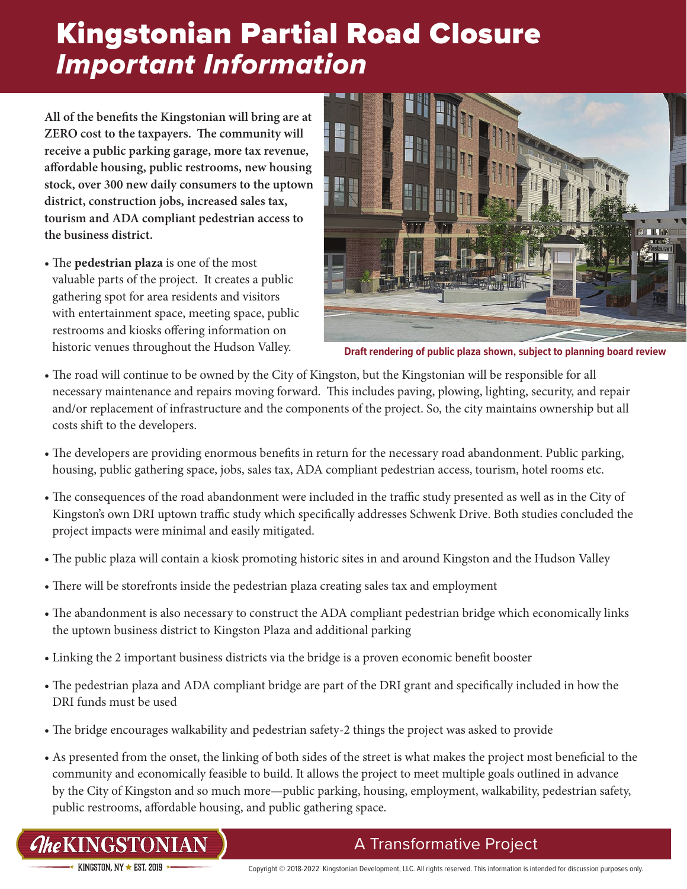# Kingstonian Partial Road Closure *Important Information*

**All of the benefits the Kingstonian will bring are at ZERO cost to the taxpayers. The community will receive a public parking garage, more tax revenue, affordable housing, public restrooms, new housing stock, over 300 new daily consumers to the uptown district, construction jobs, increased sales tax, tourism and ADA compliant pedestrian access to the business district.**

- The **pedestrian plaza** is one of the most valuable parts of the project. It creates a public gathering spot for area residents and visitors with entertainment space, meeting space, public restrooms and kiosks offering information on historic venues throughout the Hudson Valley.

**Draft rendering of public plaza shown, subject to planning board review**

- The road will continue to be owned by the City of Kingston, but the Kingstonian will be responsible for all necessary maintenance and repairs moving forward. This includes paving, plowing, lighting, security, and repair and/or replacement of infrastructure and the components of the project. So, the city maintains ownership but all costs shift to the developers.
- The developers are providing enormous benefits in return for the necessary road abandonment. Public parking, housing, public gathering space, jobs, sales tax, ADA compliant pedestrian access, tourism, hotel rooms etc.
- The consequences of the road abandonment were included in the traffic study presented as well as in the City of Kingston's own DRI uptown traffic study which specifically addresses Schwenk Drive. Both studies concluded the project impacts were minimal and easily mitigated.
- The public plaza will contain a kiosk promoting historic sites in and around Kingston and the Hudson Valley
- There will be storefronts inside the pedestrian plaza creating sales tax and employment
- The abandonment is also necessary to construct the ADA compliant pedestrian bridge which economically links the uptown business district to Kingston Plaza and additional parking
- Linking the 2 important business districts via the bridge is a proven economic benefit booster
- The pedestrian plaza and ADA compliant bridge are part of the DRI grant and specifically included in how the DRI funds must be used
- The bridge encourages walkability and pedestrian safety-2 things the project was asked to provide
- As presented from the onset, the linking of both sides of the street is what makes the project most beneficial to the community and economically feasible to build. It allows the project to meet multiple goals outlined in advance by the City of Kingston and so much more—public parking, housing, employment, walkability, pedestrian safety, public restrooms, affordable housing, and public gathering space.

The KINGSTONIAN — KINGSTON, NY ★ EST. 2019

A Transformative Project

Copyright © 2018-2022 Kingstonian Development, LLC. All rights reserved. This information is intended for discussion purposes only.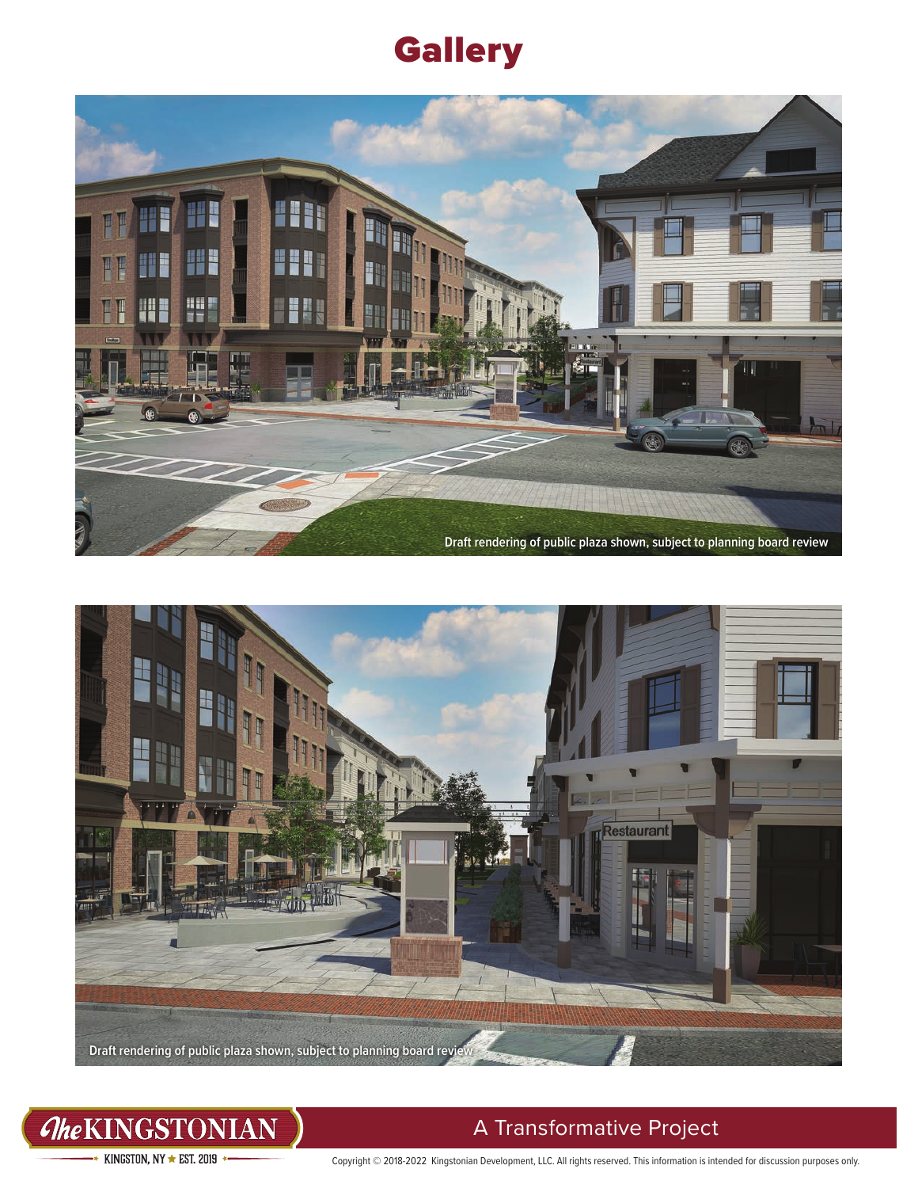# Gallery

Draft rendering of public plaza shown, subject to planning board review

Draft rendering of public plaza shown, subject to planning board review

The KINGSTONIAN

KINGSTON, NY ★ EST. 2019

A Transformative Project

Copyright © 2018-2022 Kingstonian Development, LLC. All rights reserved. This information is intended for discussion purposes only.